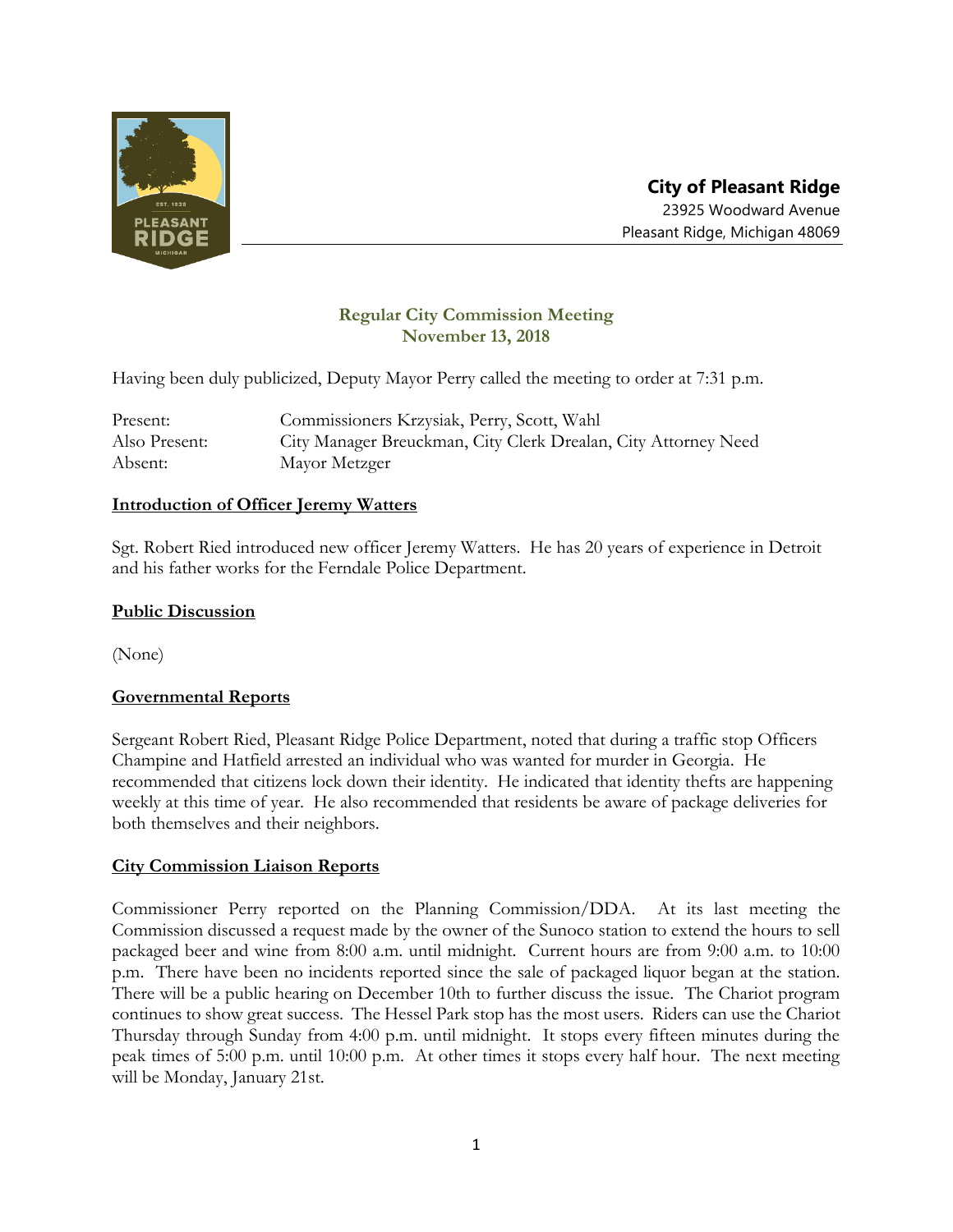**City of Pleasant Ridge**
23925 Woodward Avenue
Pleasant Ridge, Michigan 48069

## Regular City Commission Meeting
## November 13, 2018

Having been duly publicized, Deputy Mayor Perry called the meeting to order at 7:31 p.m.

| | |
|---|---|
| Present: | Commissioners Krzysiak, Perry, Scott, Wahl |
| Also Present: | City Manager Breuckman, City Clerk Drealan, City Attorney Need |
| Absent: | Mayor Metzger |

### Introduction of Officer Jeremy Watters

Sgt. Robert Ried introduced new officer Jeremy Watters. He has 20 years of experience in Detroit and his father works for the Ferndale Police Department.

### Public Discussion

(None)

### Governmental Reports

Sergeant Robert Ried, Pleasant Ridge Police Department, noted that during a traffic stop Officers Champine and Hatfield arrested an individual who was wanted for murder in Georgia. He recommended that citizens lock down their identity. He indicated that identity thefts are happening weekly at this time of year. He also recommended that residents be aware of package deliveries for both themselves and their neighbors.

### City Commission Liaison Reports

Commissioner Perry reported on the Planning Commission/DDA. At its last meeting the Commission discussed a request made by the owner of the Sunoco station to extend the hours to sell packaged beer and wine from 8:00 a.m. until midnight. Current hours are from 9:00 a.m. to 10:00 p.m. There have been no incidents reported since the sale of packaged liquor began at the station. There will be a public hearing on December 10th to further discuss the issue. The Chariot program continues to show great success. The Hessel Park stop has the most users. Riders can use the Chariot Thursday through Sunday from 4:00 p.m. until midnight. It stops every fifteen minutes during the peak times of 5:00 p.m. until 10:00 p.m. At other times it stops every half hour. The next meeting will be Monday, January 21st.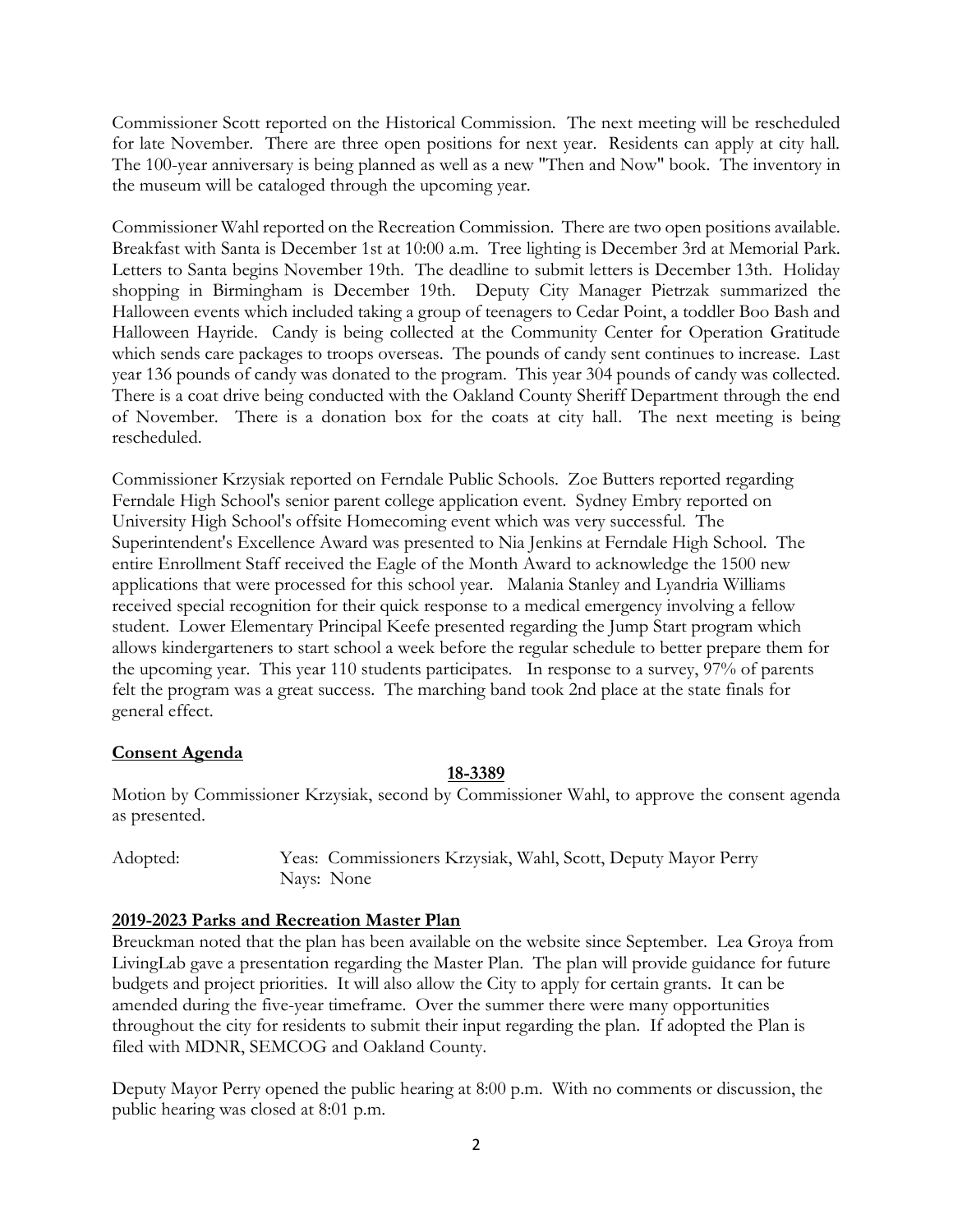Commissioner Scott reported on the Historical Commission. The next meeting will be rescheduled for late November. There are three open positions for next year. Residents can apply at city hall. The 100-year anniversary is being planned as well as a new "Then and Now" book. The inventory in the museum will be cataloged through the upcoming year.

Commissioner Wahl reported on the Recreation Commission. There are two open positions available. Breakfast with Santa is December 1st at 10:00 a.m. Tree lighting is December 3rd at Memorial Park. Letters to Santa begins November 19th. The deadline to submit letters is December 13th. Holiday shopping in Birmingham is December 19th. Deputy City Manager Pietrzak summarized the Halloween events which included taking a group of teenagers to Cedar Point, a toddler Boo Bash and Halloween Hayride. Candy is being collected at the Community Center for Operation Gratitude which sends care packages to troops overseas. The pounds of candy sent continues to increase. Last year 136 pounds of candy was donated to the program. This year 304 pounds of candy was collected. There is a coat drive being conducted with the Oakland County Sheriff Department through the end of November. There is a donation box for the coats at city hall. The next meeting is being rescheduled.

Commissioner Krzysiak reported on Ferndale Public Schools. Zoe Butters reported regarding Ferndale High School's senior parent college application event. Sydney Embry reported on University High School's offsite Homecoming event which was very successful. The Superintendent's Excellence Award was presented to Nia Jenkins at Ferndale High School. The entire Enrollment Staff received the Eagle of the Month Award to acknowledge the 1500 new applications that were processed for this school year. Malania Stanley and Lyandria Williams received special recognition for their quick response to a medical emergency involving a fellow student. Lower Elementary Principal Keefe presented regarding the Jump Start program which allows kindergarteners to start school a week before the regular schedule to better prepare them for the upcoming year. This year 110 students participates. In response to a survey, 97% of parents felt the program was a great success. The marching band took 2nd place at the state finals for general effect.

**Consent Agenda**

**18-3389**

Motion by Commissioner Krzysiak, second by Commissioner Wahl, to approve the consent agenda as presented.

Adopted: Yeas: Commissioners Krzysiak, Wahl, Scott, Deputy Mayor Perry
Nays: None

**2019-2023 Parks and Recreation Master Plan**

Breuckman noted that the plan has been available on the website since September. Lea Groya from LivingLab gave a presentation regarding the Master Plan. The plan will provide guidance for future budgets and project priorities. It will also allow the City to apply for certain grants. It can be amended during the five-year timeframe. Over the summer there were many opportunities throughout the city for residents to submit their input regarding the plan. If adopted the Plan is filed with MDNR, SEMCOG and Oakland County.

Deputy Mayor Perry opened the public hearing at 8:00 p.m. With no comments or discussion, the public hearing was closed at 8:01 p.m.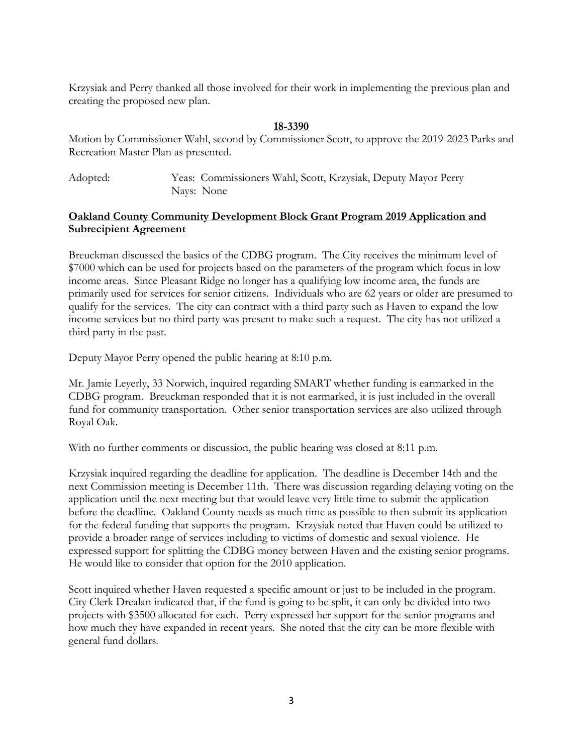Krzysiak and Perry thanked all those involved for their work in implementing the previous plan and creating the proposed new plan.

**18-3390**

Motion by Commissioner Wahl, second by Commissioner Scott, to approve the 2019-2023 Parks and Recreation Master Plan as presented.

Adopted: Yeas: Commissioners Wahl, Scott, Krzysiak, Deputy Mayor Perry
Nays: None

**Oakland County Community Development Block Grant Program 2019 Application and Subrecipient Agreement**

Breuckman discussed the basics of the CDBG program. The City receives the minimum level of $7000 which can be used for projects based on the parameters of the program which focus in low income areas. Since Pleasant Ridge no longer has a qualifying low income area, the funds are primarily used for services for senior citizens. Individuals who are 62 years or older are presumed to qualify for the services. The city can contract with a third party such as Haven to expand the low income services but no third party was present to make such a request. The city has not utilized a third party in the past.

Deputy Mayor Perry opened the public hearing at 8:10 p.m.

Mr. Jamie Leyerly, 33 Norwich, inquired regarding SMART whether funding is earmarked in the CDBG program. Breuckman responded that it is not earmarked, it is just included in the overall fund for community transportation. Other senior transportation services are also utilized through Royal Oak.

With no further comments or discussion, the public hearing was closed at 8:11 p.m.

Krzysiak inquired regarding the deadline for application. The deadline is December 14th and the next Commission meeting is December 11th. There was discussion regarding delaying voting on the application until the next meeting but that would leave very little time to submit the application before the deadline. Oakland County needs as much time as possible to then submit its application for the federal funding that supports the program. Krzysiak noted that Haven could be utilized to provide a broader range of services including to victims of domestic and sexual violence. He expressed support for splitting the CDBG money between Haven and the existing senior programs. He would like to consider that option for the 2010 application.

Scott inquired whether Haven requested a specific amount or just to be included in the program. City Clerk Drealan indicated that, if the fund is going to be split, it can only be divided into two projects with $3500 allocated for each. Perry expressed her support for the senior programs and how much they have expanded in recent years. She noted that the city can be more flexible with general fund dollars.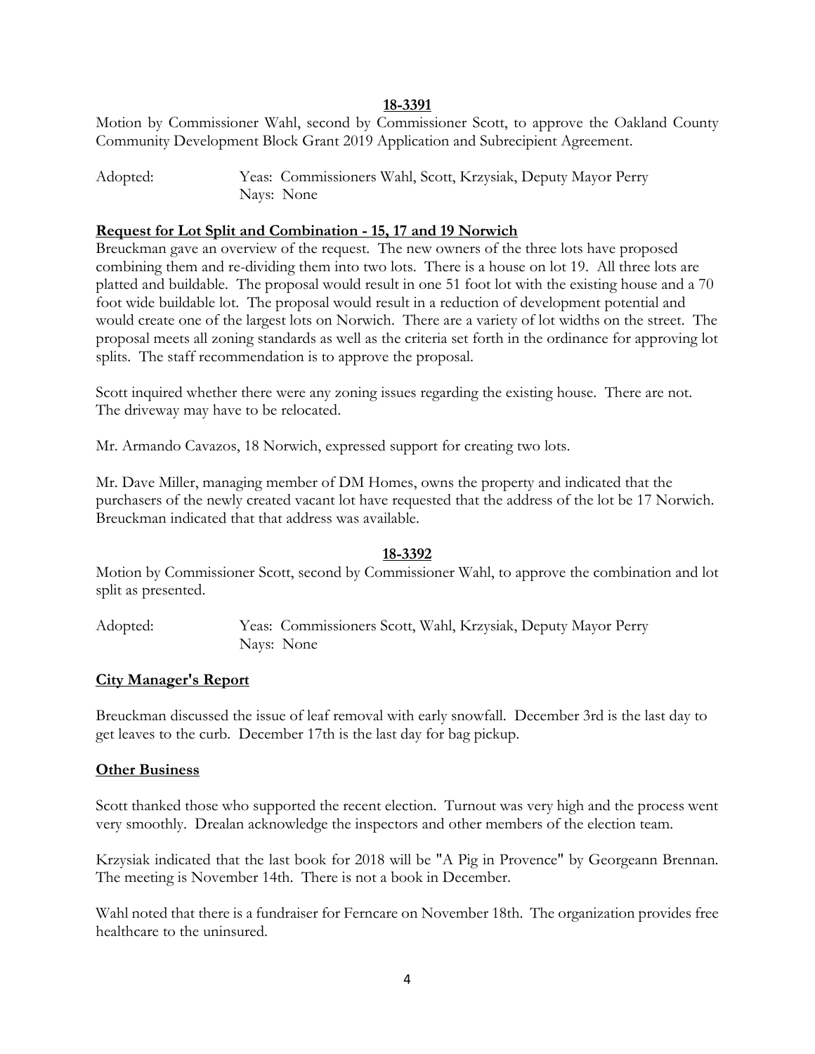**18-3391**

Motion by Commissioner Wahl, second by Commissioner Scott, to approve the Oakland County Community Development Block Grant 2019 Application and Subrecipient Agreement.

Adopted: Yeas: Commissioners Wahl, Scott, Krzysiak, Deputy Mayor Perry
Nays: None

**Request for Lot Split and Combination - 15, 17 and 19 Norwich**

Breuckman gave an overview of the request. The new owners of the three lots have proposed combining them and re-dividing them into two lots. There is a house on lot 19. All three lots are platted and buildable. The proposal would result in one 51 foot lot with the existing house and a 70 foot wide buildable lot. The proposal would result in a reduction of development potential and would create one of the largest lots on Norwich. There are a variety of lot widths on the street. The proposal meets all zoning standards as well as the criteria set forth in the ordinance for approving lot splits. The staff recommendation is to approve the proposal.

Scott inquired whether there were any zoning issues regarding the existing house. There are not. The driveway may have to be relocated.

Mr. Armando Cavazos, 18 Norwich, expressed support for creating two lots.

Mr. Dave Miller, managing member of DM Homes, owns the property and indicated that the purchasers of the newly created vacant lot have requested that the address of the lot be 17 Norwich. Breuckman indicated that that address was available.

**18-3392**

Motion by Commissioner Scott, second by Commissioner Wahl, to approve the combination and lot split as presented.

Adopted: Yeas: Commissioners Scott, Wahl, Krzysiak, Deputy Mayor Perry
Nays: None

**City Manager's Report**

Breuckman discussed the issue of leaf removal with early snowfall. December 3rd is the last day to get leaves to the curb. December 17th is the last day for bag pickup.

**Other Business**

Scott thanked those who supported the recent election. Turnout was very high and the process went very smoothly. Drealan acknowledge the inspectors and other members of the election team.

Krzysiak indicated that the last book for 2018 will be "A Pig in Provence" by Georgeann Brennan. The meeting is November 14th. There is not a book in December.

Wahl noted that there is a fundraiser for Ferncare on November 18th. The organization provides free healthcare to the uninsured.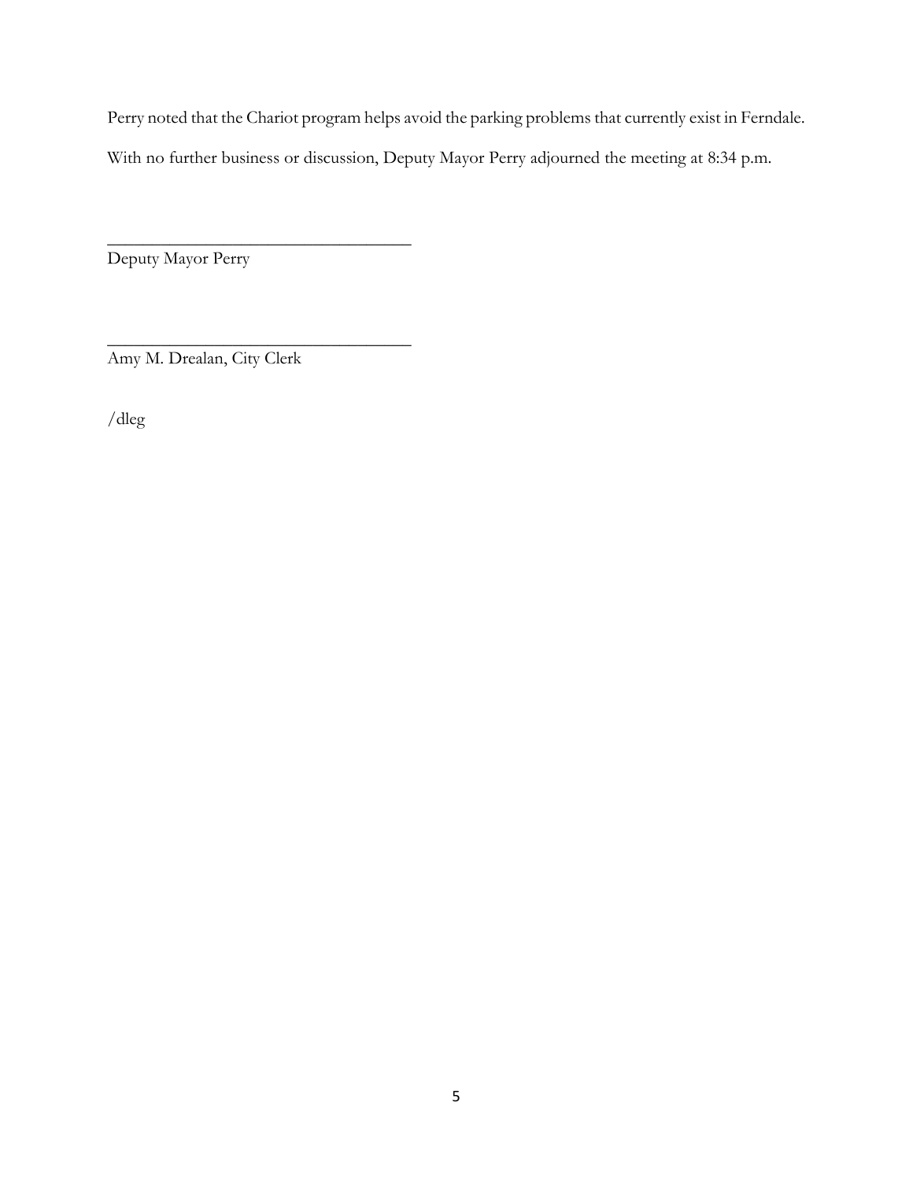Perry noted that the Chariot program helps avoid the parking problems that currently exist in Ferndale.

With no further business or discussion, Deputy Mayor Perry adjourned the meeting at 8:34 p.m.

\_\_\_\_\_\_\_\_\_\_\_\_\_\_\_\_\_\_\_\_\_\_\_\_\_\_\_\_\_\_\_\_\_\_\_\_

Deputy Mayor Perry

\_\_\_\_\_\_\_\_\_\_\_\_\_\_\_\_\_\_\_\_\_\_\_\_\_\_\_\_\_\_\_\_\_\_\_\_

Amy M. Drealan, City Clerk

/dleg